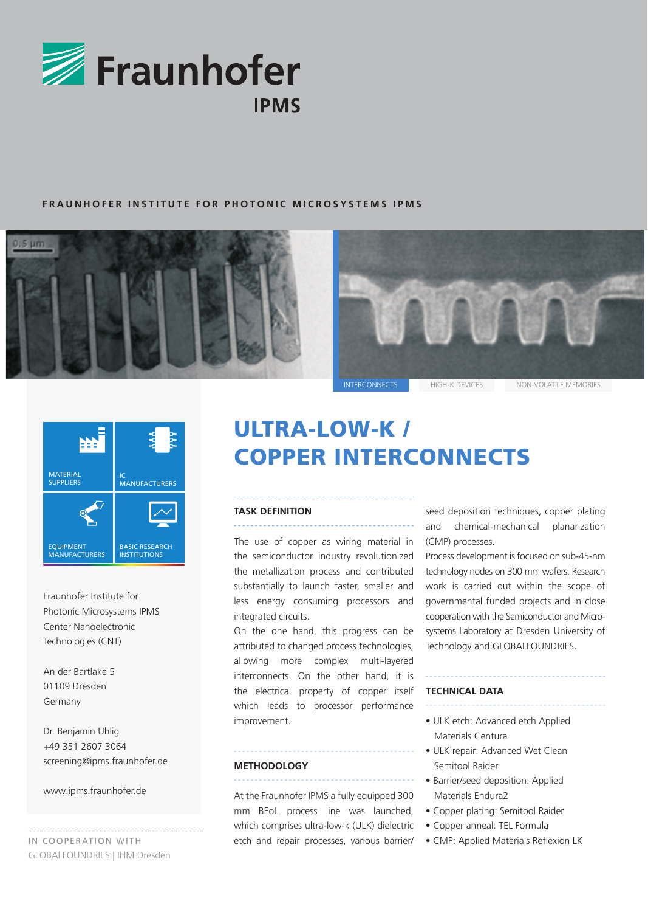# Fraunhofer IPMS

FRAUNHOFER INSTITUTE FOR PHOTONIC MICROSYSTEMS IPMS

INTERCONNECTS | HIGH-K DEVICES | NON-VOLATILE MEMORIES

MATERIAL SUPPLIERS | IC MANUFACTURERS | EQUIPMENT MANUFACTURERS | BASIC RESEARCH INSTITUTIONS

Fraunhofer Institute for Photonic Microsystems IPMS Center Nanoelectronic Technologies (CNT)

An der Bartlake 5
01109 Dresden
Germany

Dr. Benjamin Uhlig
+49 351 2607 3064
screening@ipms.fraunhofer.de

www.ipms.fraunhofer.de

IN COOPERATION WITH
GLOBALFOUNDRIES | IHM Dresden

# ULTRA-LOW-K / COPPER INTERCONNECTS

## TASK DEFINITION

The use of copper as wiring material in the semiconductor industry revolutionized the metallization process and contributed substantially to launch faster, smaller and less energy consuming processors and integrated circuits.

On the one hand, this progress can be attributed to changed process technologies, allowing more complex multi-layered interconnects. On the other hand, it is the electrical property of copper itself which leads to processor performance improvement.

## METHODOLOGY

At the Fraunhofer IPMS a fully equipped 300 mm BEoL process line was launched, which comprises ultra-low-k (ULK) dielectric etch and repair processes, various barrier/seed deposition techniques, copper plating and chemical-mechanical planarization (CMP) processes.

Process development is focused on sub-45-nm technology nodes on 300 mm wafers. Research work is carried out within the scope of governmental funded projects and in close cooperation with the Semiconductor and Microsystems Laboratory at Dresden University of Technology and GLOBALFOUNDRIES.

## TECHNICAL DATA

- ULK etch: Advanced etch Applied Materials Centura
- ULK repair: Advanced Wet Clean Semitool Raider
- Barrier/seed deposition: Applied Materials Endura2
- Copper plating: Semitool Raider
- Copper anneal: TEL Formula
- CMP: Applied Materials Reflexion LK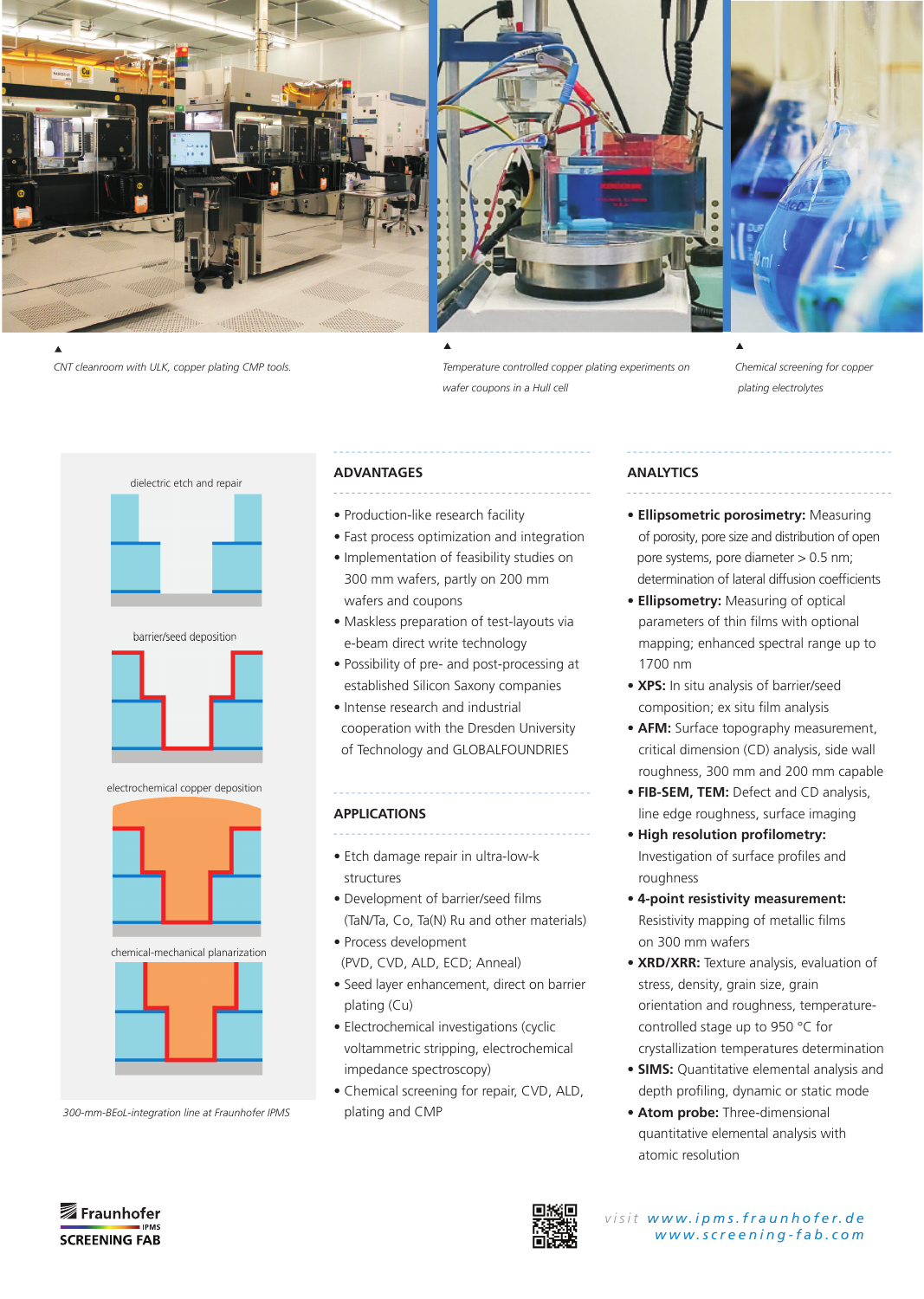CNT cleanroom with ULK, copper plating CMP tools.

Temperature controlled copper plating experiments on wafer coupons in a Hull cell

Chemical screening for copper plating electrolytes

dielectric etch and repair

barrier/seed deposition

electrochemical copper deposition

chemical-mechanical planarization

*300-mm-BEoL-integration line at Fraunhofer IPMS*

## ADVANTAGES

- Production-like research facility
- Fast process optimization and integration
- Implementation of feasibility studies on 300 mm wafers, partly on 200 mm wafers and coupons
- Maskless preparation of test-layouts via e-beam direct write technology
- Possibility of pre- and post-processing at established Silicon Saxony companies
- Intense research and industrial cooperation with the Dresden University of Technology and GLOBALFOUNDRIES

## APPLICATIONS

- Etch damage repair in ultra-low-k structures
- Development of barrier/seed films (TaN/Ta, Co, Ta(N) Ru and other materials)
- Process development (PVD, CVD, ALD, ECD; Anneal)
- Seed layer enhancement, direct on barrier plating (Cu)
- Electrochemical investigations (cyclic voltammetric stripping, electrochemical impedance spectroscopy)
- Chemical screening for repair, CVD, ALD, plating and CMP

## ANALYTICS

- **Ellipsometric porosimetry:** Measuring of porosity, pore size and distribution of open pore systems, pore diameter > 0.5 nm; determination of lateral diffusion coefficients
- **Ellipsometry:** Measuring of optical parameters of thin films with optional mapping; enhanced spectral range up to 1700 nm
- **XPS:** In situ analysis of barrier/seed composition; ex situ film analysis
- **AFM:** Surface topography measurement, critical dimension (CD) analysis, side wall roughness, 300 mm and 200 mm capable
- **FIB-SEM, TEM:** Defect and CD analysis, line edge roughness, surface imaging
- **High resolution profilometry:** Investigation of surface profiles and roughness
- **4-point resistivity measurement:** Resistivity mapping of metallic films on 300 mm wafers
- **XRD/XRR:** Texture analysis, evaluation of stress, density, grain size, grain orientation and roughness, temperature-controlled stage up to 950 °C for crystallization temperatures determination
- **SIMS:** Quantitative elemental analysis and depth profiling, dynamic or static mode
- **Atom probe:** Three-dimensional quantitative elemental analysis with atomic resolution

Fraunhofer IPMS
SCREENING FAB

visit www.ipms.fraunhofer.de
www.screening-fab.com